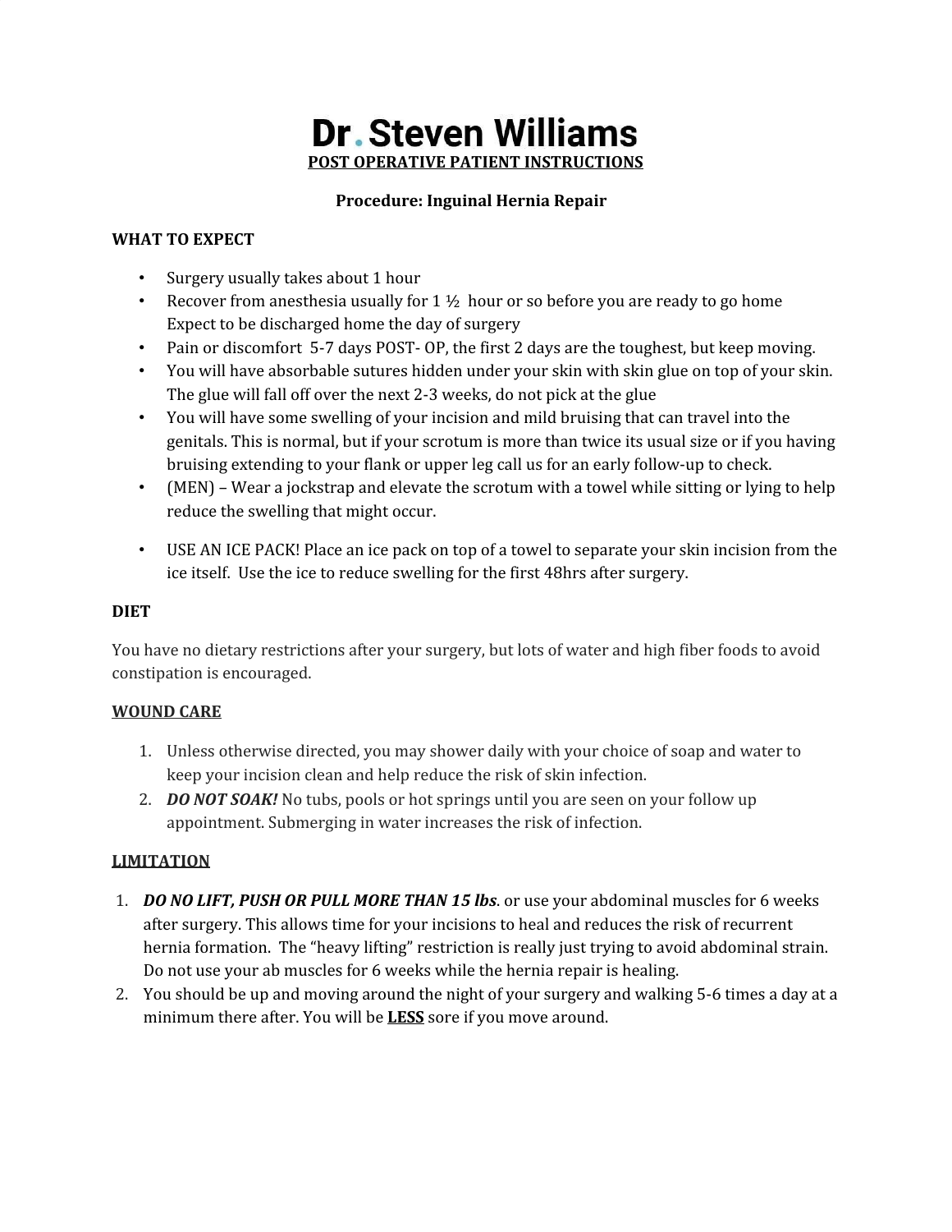# Dr. Steven Williams

## POST OPERATIVE PATIENT INSTRUCTIONS

**Procedure: Inguinal Hernia Repair**

### WHAT TO EXPECT

- Surgery usually takes about 1 hour
- Recover from anesthesia usually for 1 ½ hour or so before you are ready to go home
  Expect to be discharged home the day of surgery
- Pain or discomfort 5-7 days POST- OP, the first 2 days are the toughest, but keep moving.
- You will have absorbable sutures hidden under your skin with skin glue on top of your skin. The glue will fall off over the next 2-3 weeks, do not pick at the glue
- You will have some swelling of your incision and mild bruising that can travel into the genitals. This is normal, but if your scrotum is more than twice its usual size or if you having bruising extending to your flank or upper leg call us for an early follow-up to check.
- (MEN) – Wear a jockstrap and elevate the scrotum with a towel while sitting or lying to help reduce the swelling that might occur.
- USE AN ICE PACK! Place an ice pack on top of a towel to separate your skin incision from the ice itself. Use the ice to reduce swelling for the first 48hrs after surgery.

### DIET

You have no dietary restrictions after your surgery, but lots of water and high fiber foods to avoid constipation is encouraged.

### WOUND CARE

1. Unless otherwise directed, you may shower daily with your choice of soap and water to keep your incision clean and help reduce the risk of skin infection.
2. ***DO NOT SOAK!*** No tubs, pools or hot springs until you are seen on your follow up appointment. Submerging in water increases the risk of infection.

### LIMITATION

1. ***DO NO LIFT, PUSH OR PULL MORE THAN 15 lbs***. or use your abdominal muscles for 6 weeks after surgery. This allows time for your incisions to heal and reduces the risk of recurrent hernia formation. The "heavy lifting" restriction is really just trying to avoid abdominal strain. Do not use your ab muscles for 6 weeks while the hernia repair is healing.
2. You should be up and moving around the night of your surgery and walking 5-6 times a day at a minimum there after. You will be **LESS** sore if you move around.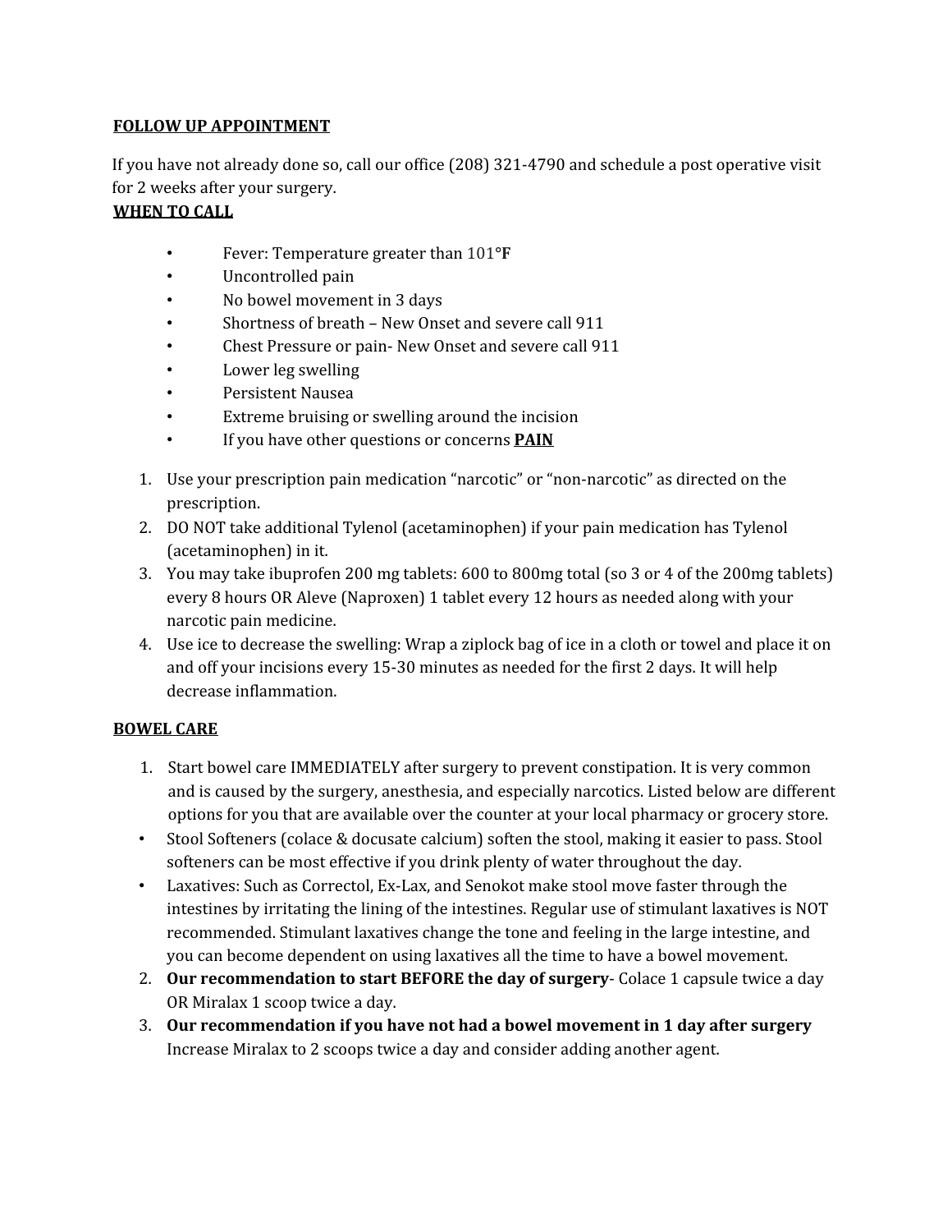## FOLLOW UP APPOINTMENT

If you have not already done so, call our office (208) 321-4790 and schedule a post operative visit for 2 weeks after your surgery.

## WHEN TO CALL

- Fever: Temperature greater than 101°**F**
- Uncontrolled pain
- No bowel movement in 3 days
- Shortness of breath – New Onset and severe call 911
- Chest Pressure or pain- New Onset and severe call 911
- Lower leg swelling
- Persistent Nausea
- Extreme bruising or swelling around the incision
- If you have other questions or concerns **PAIN**

1. Use your prescription pain medication "narcotic" or "non-narcotic" as directed on the prescription.
2. DO NOT take additional Tylenol (acetaminophen) if your pain medication has Tylenol (acetaminophen) in it.
3. You may take ibuprofen 200 mg tablets: 600 to 800mg total (so 3 or 4 of the 200mg tablets) every 8 hours OR Aleve (Naproxen) 1 tablet every 12 hours as needed along with your narcotic pain medicine.
4. Use ice to decrease the swelling: Wrap a ziplock bag of ice in a cloth or towel and place it on and off your incisions every 15-30 minutes as needed for the first 2 days. It will help decrease inflammation.

## BOWEL CARE

1. Start bowel care IMMEDIATELY after surgery to prevent constipation. It is very common and is caused by the surgery, anesthesia, and especially narcotics. Listed below are different options for you that are available over the counter at your local pharmacy or grocery store.

- Stool Softeners (colace & docusate calcium) soften the stool, making it easier to pass. Stool softeners can be most effective if you drink plenty of water throughout the day.
- Laxatives: Such as Correctol, Ex-Lax, and Senokot make stool move faster through the intestines by irritating the lining of the intestines. Regular use of stimulant laxatives is NOT recommended. Stimulant laxatives change the tone and feeling in the large intestine, and you can become dependent on using laxatives all the time to have a bowel movement.

2. **Our recommendation to start BEFORE the day of surgery**- Colace 1 capsule twice a day OR Miralax 1 scoop twice a day.
3. **Our recommendation if you have not had a bowel movement in 1 day after surgery** Increase Miralax to 2 scoops twice a day and consider adding another agent.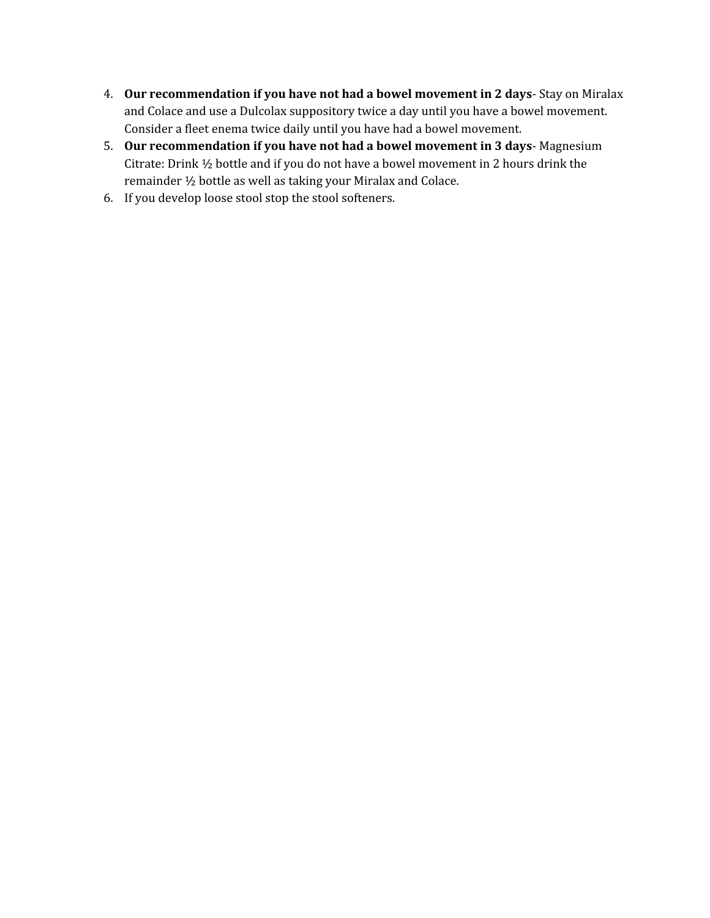4. **Our recommendation if you have not had a bowel movement in 2 days**- Stay on Miralax and Colace and use a Dulcolax suppository twice a day until you have a bowel movement. Consider a fleet enema twice daily until you have had a bowel movement.
5. **Our recommendation if you have not had a bowel movement in 3 days**- Magnesium Citrate: Drink ½ bottle and if you do not have a bowel movement in 2 hours drink the remainder ½ bottle as well as taking your Miralax and Colace.
6. If you develop loose stool stop the stool softeners.